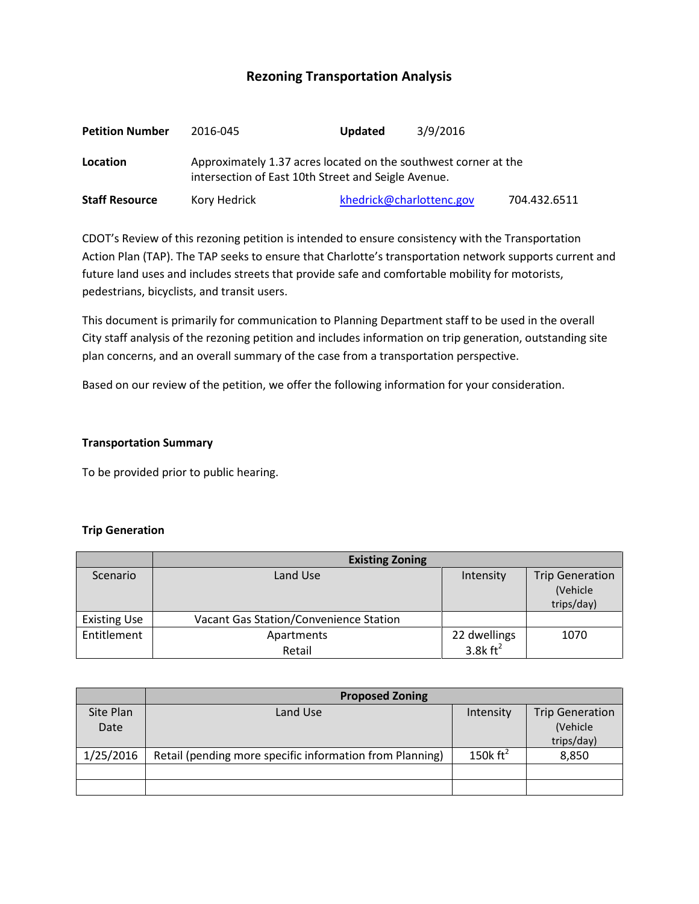# Rezoning Transportation Analysis

| | | | |
|---|---|---|---|
| **Petition Number** | 2016-045 | **Updated** | 3/9/2016 |
| **Location** | Approximately 1.37 acres located on the southwest corner at the intersection of East 10th Street and Seigle Avenue. | | |
| **Staff Resource** | Kory Hedrick | [khedrick@charlottenc.gov](mailto:khedrick@charlottenc.gov) | 704.432.6511 |

CDOT's Review of this rezoning petition is intended to ensure consistency with the Transportation Action Plan (TAP). The TAP seeks to ensure that Charlotte's transportation network supports current and future land uses and includes streets that provide safe and comfortable mobility for motorists, pedestrians, bicyclists, and transit users.

This document is primarily for communication to Planning Department staff to be used in the overall City staff analysis of the rezoning petition and includes information on trip generation, outstanding site plan concerns, and an overall summary of the case from a transportation perspective.

Based on our review of the petition, we offer the following information for your consideration.

## Transportation Summary

To be provided prior to public hearing.

## Trip Generation

| | **Existing Zoning** | | |
|---|---|---|---|
| Scenario | Land Use | Intensity | Trip Generation (Vehicle trips/day) |
| Existing Use | Vacant Gas Station/Convenience Station | | |
| Entitlement | Apartments<br>Retail | 22 dwellings<br>3.8k $ft^2$ | 1070 |

| | **Proposed Zoning** | | |
|---|---|---|---|
| Site Plan Date | Land Use | Intensity | Trip Generation (Vehicle trips/day) |
| 1/25/2016 | Retail (pending more specific information from Planning) | 150k $ft^2$ | 8,850 |
| | | | |
| | | | |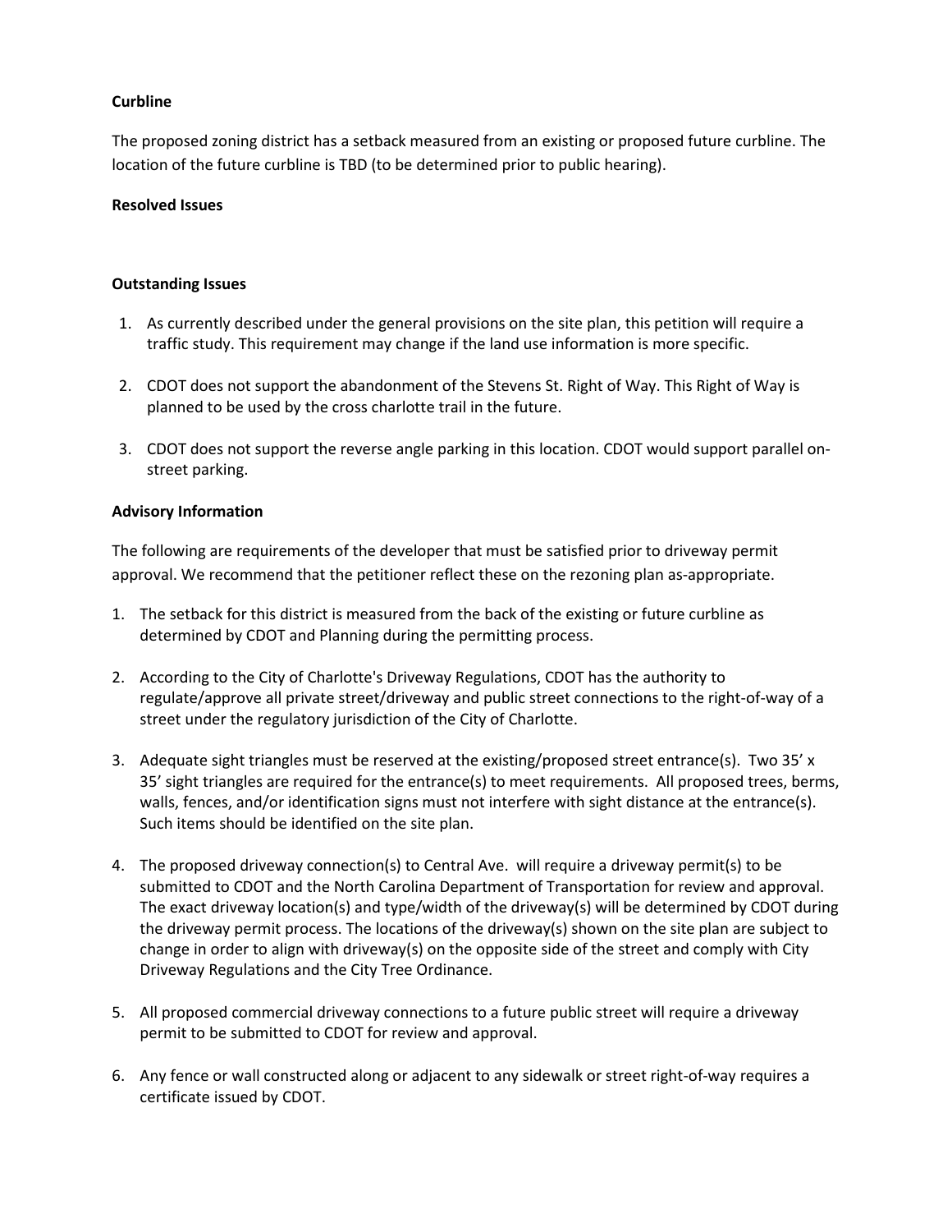**Curbline**

The proposed zoning district has a setback measured from an existing or proposed future curbline. The location of the future curbline is TBD (to be determined prior to public hearing).

**Resolved Issues**

**Outstanding Issues**

1. As currently described under the general provisions on the site plan, this petition will require a traffic study. This requirement may change if the land use information is more specific.

2. CDOT does not support the abandonment of the Stevens St. Right of Way. This Right of Way is planned to be used by the cross charlotte trail in the future.

3. CDOT does not support the reverse angle parking in this location. CDOT would support parallel on-street parking.

**Advisory Information**

The following are requirements of the developer that must be satisfied prior to driveway permit approval. We recommend that the petitioner reflect these on the rezoning plan as-appropriate.

1. The setback for this district is measured from the back of the existing or future curbline as determined by CDOT and Planning during the permitting process.

2. According to the City of Charlotte's Driveway Regulations, CDOT has the authority to regulate/approve all private street/driveway and public street connections to the right-of-way of a street under the regulatory jurisdiction of the City of Charlotte.

3. Adequate sight triangles must be reserved at the existing/proposed street entrance(s). Two 35' x 35' sight triangles are required for the entrance(s) to meet requirements. All proposed trees, berms, walls, fences, and/or identification signs must not interfere with sight distance at the entrance(s). Such items should be identified on the site plan.

4. The proposed driveway connection(s) to Central Ave. will require a driveway permit(s) to be submitted to CDOT and the North Carolina Department of Transportation for review and approval. The exact driveway location(s) and type/width of the driveway(s) will be determined by CDOT during the driveway permit process. The locations of the driveway(s) shown on the site plan are subject to change in order to align with driveway(s) on the opposite side of the street and comply with City Driveway Regulations and the City Tree Ordinance.

5. All proposed commercial driveway connections to a future public street will require a driveway permit to be submitted to CDOT for review and approval.

6. Any fence or wall constructed along or adjacent to any sidewalk or street right-of-way requires a certificate issued by CDOT.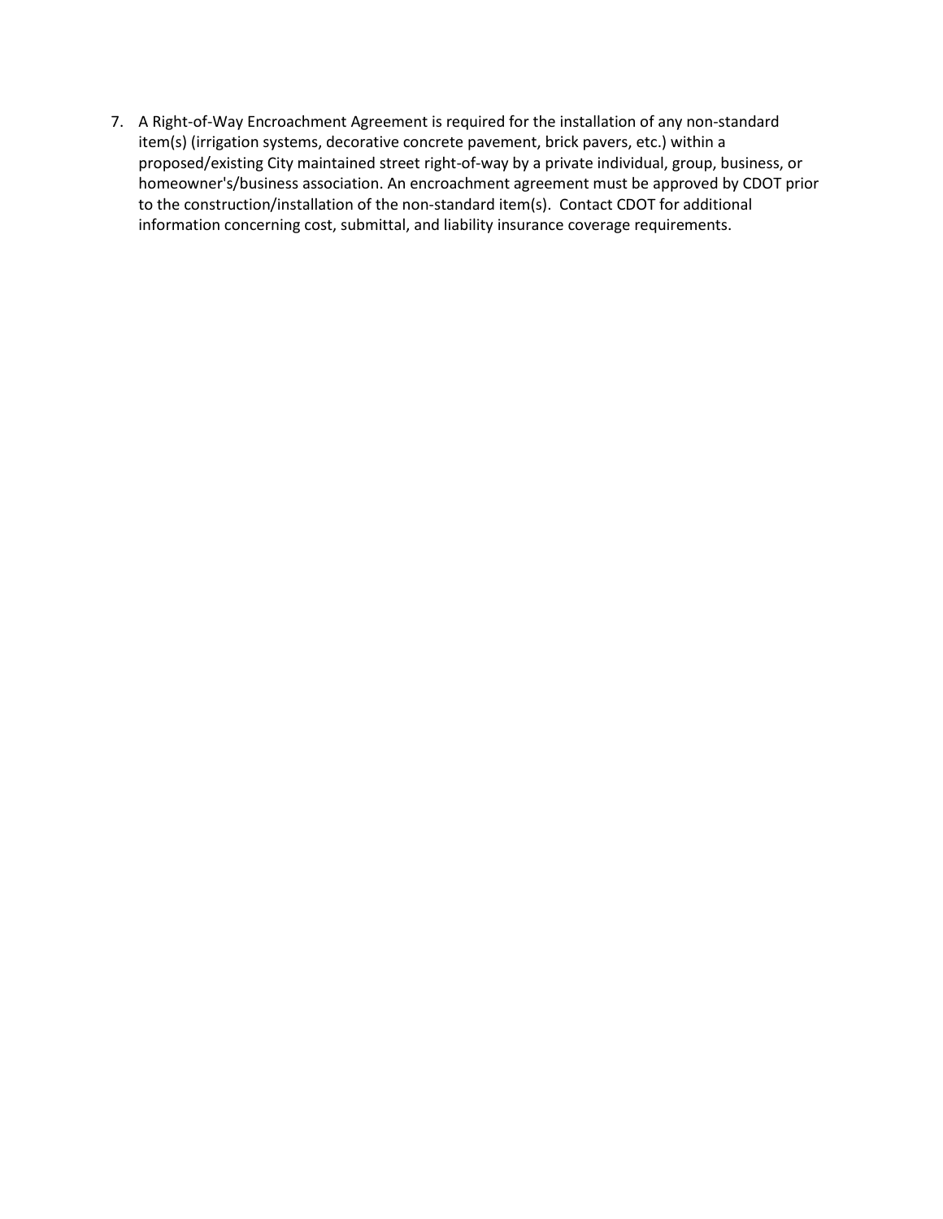7. A Right-of-Way Encroachment Agreement is required for the installation of any non-standard item(s) (irrigation systems, decorative concrete pavement, brick pavers, etc.) within a proposed/existing City maintained street right-of-way by a private individual, group, business, or homeowner's/business association. An encroachment agreement must be approved by CDOT prior to the construction/installation of the non-standard item(s). Contact CDOT for additional information concerning cost, submittal, and liability insurance coverage requirements.